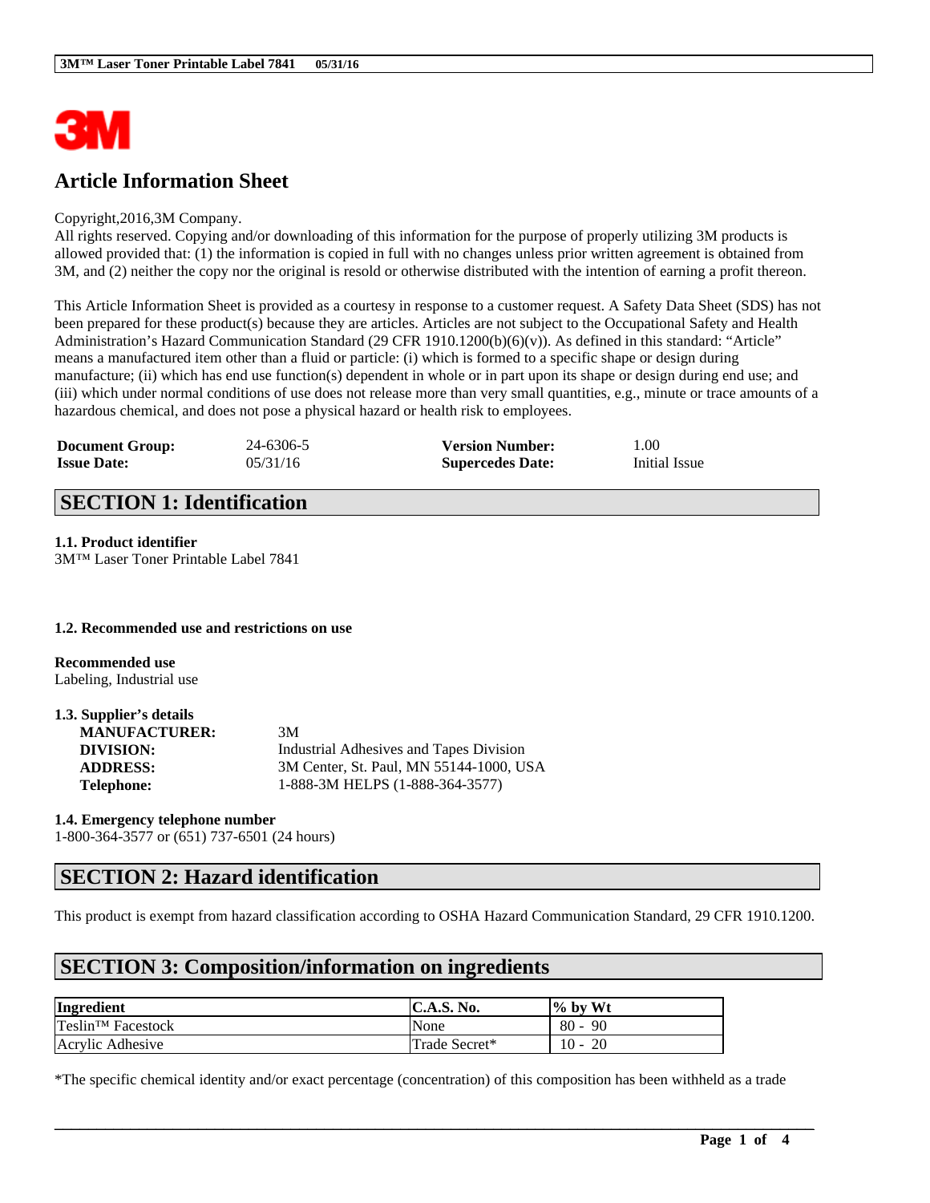# Article Information Sheet

Copyright,2016,3M Company.
All rights reserved. Copying and/or downloading of this information for the purpose of properly utilizing 3M products is allowed provided that: (1) the information is copied in full with no changes unless prior written agreement is obtained from 3M, and (2) neither the copy nor the original is resold or otherwise distributed with the intention of earning a profit thereon.

This Article Information Sheet is provided as a courtesy in response to a customer request. A Safety Data Sheet (SDS) has not been prepared for these product(s) because they are articles. Articles are not subject to the Occupational Safety and Health Administration's Hazard Communication Standard (29 CFR 1910.1200(b)(6)(v)). As defined in this standard: "Article" means a manufactured item other than a fluid or particle: (i) which is formed to a specific shape or design during manufacture; (ii) which has end use function(s) dependent in whole or in part upon its shape or design during end use; and (iii) which under normal conditions of use does not release more than very small quantities, e.g., minute or trace amounts of a hazardous chemical, and does not pose a physical hazard or health risk to employees.

| | | | |
|---|---|---|---|
| **Document Group:** | 24-6306-5 | **Version Number:** | 1.00 |
| **Issue Date:** | 05/31/16 | **Supercedes Date:** | Initial Issue |

## SECTION 1: Identification

**1.1. Product identifier**
3M™ Laser Toner Printable Label 7841

**1.2. Recommended use and restrictions on use**

**Recommended use**
Labeling, Industrial use

**1.3. Supplier's details**

| | |
|---|---|
| **MANUFACTURER:** | 3M |
| **DIVISION:** | Industrial Adhesives and Tapes Division |
| **ADDRESS:** | 3M Center, St. Paul, MN 55144-1000, USA |
| **Telephone:** | 1-888-3M HELPS (1-888-364-3577) |

**1.4. Emergency telephone number**
1-800-364-3577 or (651) 737-6501 (24 hours)

## SECTION 2: Hazard identification

This product is exempt from hazard classification according to OSHA Hazard Communication Standard, 29 CFR 1910.1200.

## SECTION 3: Composition/information on ingredients

| Ingredient | C.A.S. No. | % by Wt |
|---|---|---|
| Teslin™ Facestock | None | 80 - 90 |
| Acrylic Adhesive | Trade Secret* | 10 - 20 |

*The specific chemical identity and/or exact percentage (concentration) of this composition has been withheld as a trade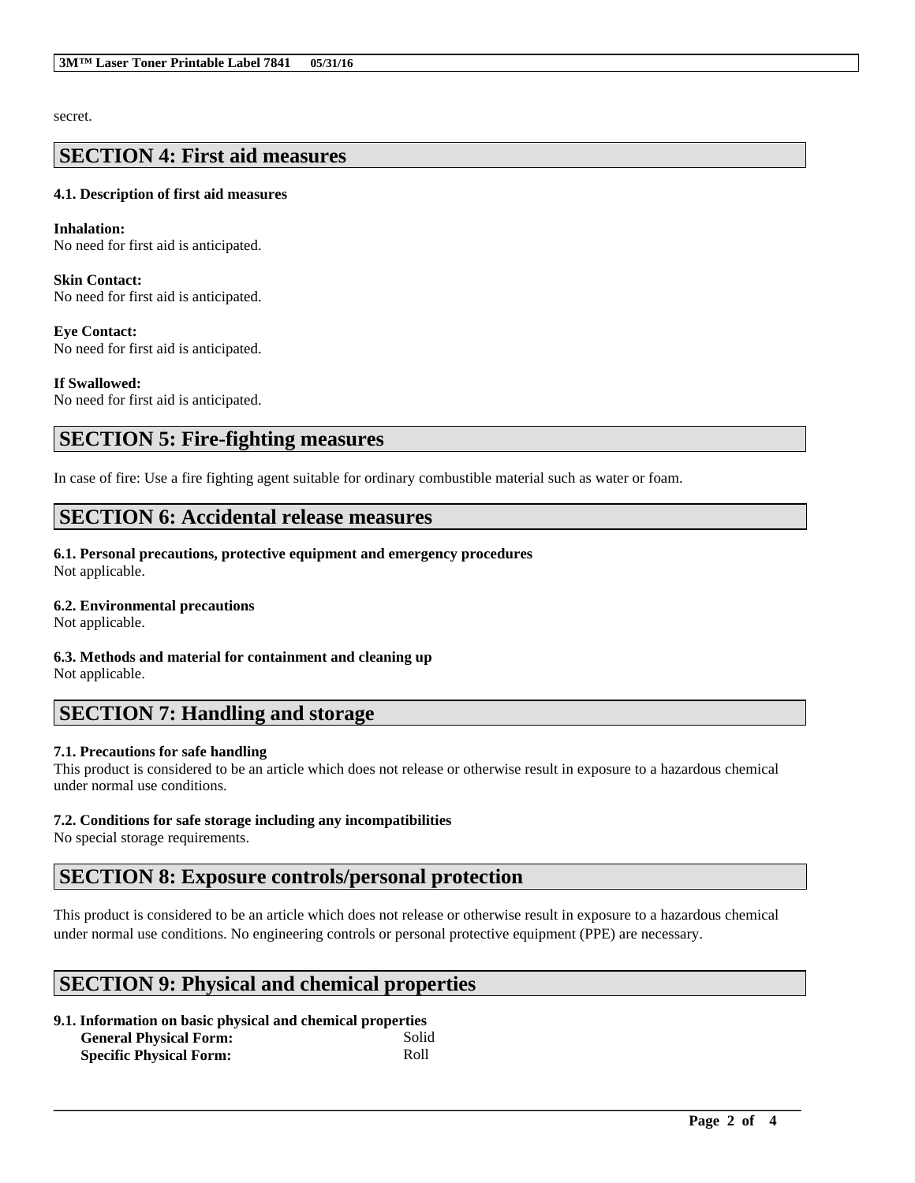secret.

## SECTION 4: First aid measures

### 4.1. Description of first aid measures

**Inhalation:**
No need for first aid is anticipated.

**Skin Contact:**
No need for first aid is anticipated.

**Eye Contact:**
No need for first aid is anticipated.

**If Swallowed:**
No need for first aid is anticipated.

## SECTION 5: Fire-fighting measures

In case of fire: Use a fire fighting agent suitable for ordinary combustible material such as water or foam.

## SECTION 6: Accidental release measures

### 6.1. Personal precautions, protective equipment and emergency procedures
Not applicable.

### 6.2. Environmental precautions
Not applicable.

### 6.3. Methods and material for containment and cleaning up
Not applicable.

## SECTION 7: Handling and storage

### 7.1. Precautions for safe handling
This product is considered to be an article which does not release or otherwise result in exposure to a hazardous chemical under normal use conditions.

### 7.2. Conditions for safe storage including any incompatibilities
No special storage requirements.

## SECTION 8: Exposure controls/personal protection

This product is considered to be an article which does not release or otherwise result in exposure to a hazardous chemical under normal use conditions. No engineering controls or personal protective equipment (PPE) are necessary.

## SECTION 9: Physical and chemical properties

### 9.1. Information on basic physical and chemical properties

| | |
|---|---|
| **General Physical Form:** | Solid |
| **Specific Physical Form:** | Roll |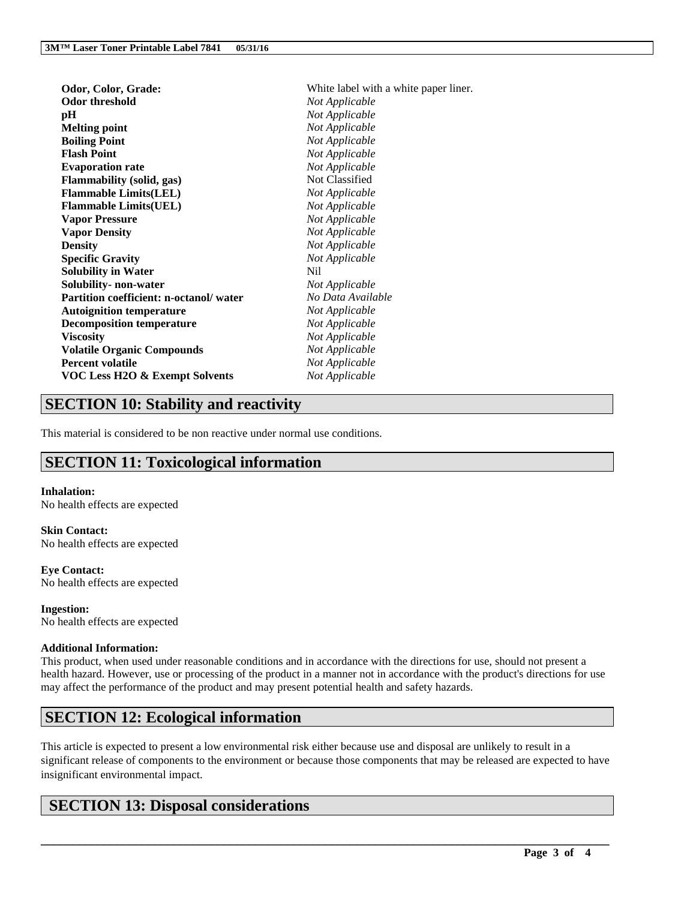| | |
|---|---|
| **Odor, Color, Grade:** | White label with a white paper liner. |
| **Odor threshold** | *Not Applicable* |
| **pH** | *Not Applicable* |
| **Melting point** | *Not Applicable* |
| **Boiling Point** | *Not Applicable* |
| **Flash Point** | *Not Applicable* |
| **Evaporation rate** | *Not Applicable* |
| **Flammability (solid, gas)** | Not Classified |
| **Flammable Limits(LEL)** | *Not Applicable* |
| **Flammable Limits(UEL)** | *Not Applicable* |
| **Vapor Pressure** | *Not Applicable* |
| **Vapor Density** | *Not Applicable* |
| **Density** | *Not Applicable* |
| **Specific Gravity** | *Not Applicable* |
| **Solubility in Water** | Nil |
| **Solubility- non-water** | *Not Applicable* |
| **Partition coefficient: n-octanol/ water** | *No Data Available* |
| **Autoignition temperature** | *Not Applicable* |
| **Decomposition temperature** | *Not Applicable* |
| **Viscosity** | *Not Applicable* |
| **Volatile Organic Compounds** | *Not Applicable* |
| **Percent volatile** | *Not Applicable* |
| **VOC Less H2O & Exempt Solvents** | *Not Applicable* |

## SECTION 10: Stability and reactivity

This material is considered to be non reactive under normal use conditions.

## SECTION 11: Toxicological information

**Inhalation:**
No health effects are expected

**Skin Contact:**
No health effects are expected

**Eye Contact:**
No health effects are expected

**Ingestion:**
No health effects are expected

**Additional Information:**
This product, when used under reasonable conditions and in accordance with the directions for use, should not present a health hazard. However, use or processing of the product in a manner not in accordance with the product's directions for use may affect the performance of the product and may present potential health and safety hazards.

## SECTION 12: Ecological information

This article is expected to present a low environmental risk either because use and disposal are unlikely to result in a significant release of components to the environment or because those components that may be released are expected to have insignificant environmental impact.

## SECTION 13: Disposal considerations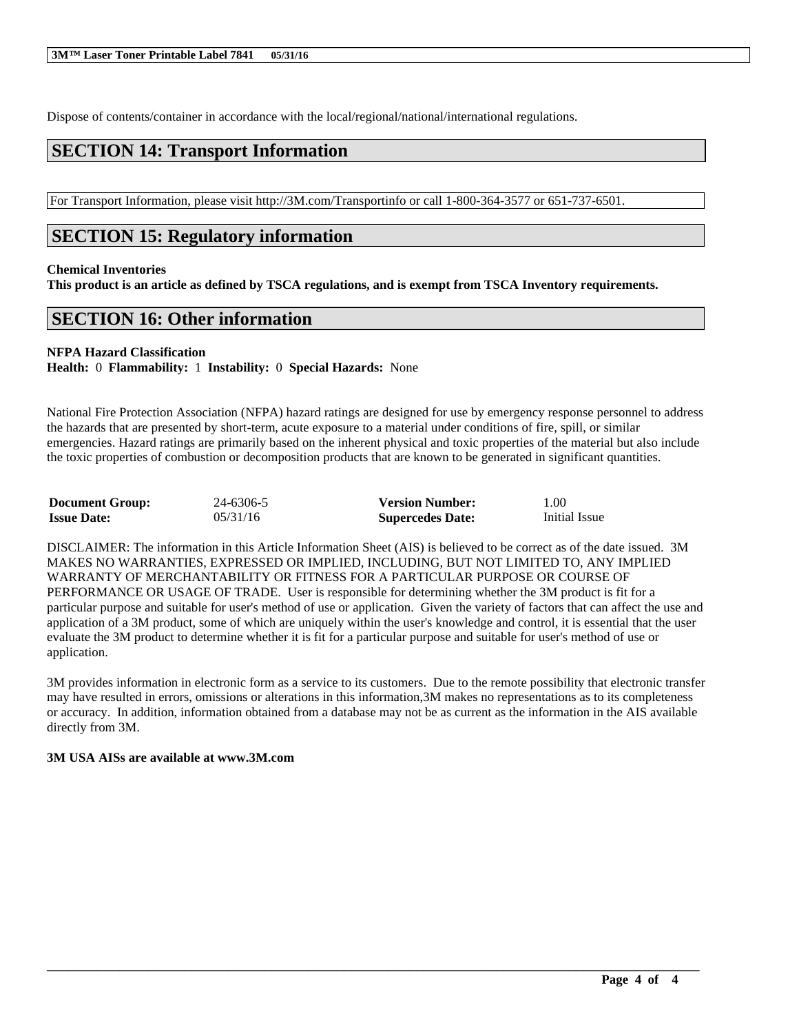Dispose of contents/container in accordance with the local/regional/national/international regulations.

## SECTION 14: Transport Information

For Transport Information, please visit http://3M.com/Transportinfo or call 1-800-364-3577 or 651-737-6501.

## SECTION 15: Regulatory information

**Chemical Inventories**

**This product is an article as defined by TSCA regulations, and is exempt from TSCA Inventory requirements.**

## SECTION 16: Other information

**NFPA Hazard Classification**

**Health:** 0 **Flammability:** 1 **Instability:** 0 **Special Hazards:** None

National Fire Protection Association (NFPA) hazard ratings are designed for use by emergency response personnel to address the hazards that are presented by short-term, acute exposure to a material under conditions of fire, spill, or similar emergencies. Hazard ratings are primarily based on the inherent physical and toxic properties of the material but also include the toxic properties of combustion or decomposition products that are known to be generated in significant quantities.

| | | | |
|---|---|---|---|
| **Document Group:** | 24-6306-5 | **Version Number:** | 1.00 |
| **Issue Date:** | 05/31/16 | **Supercedes Date:** | Initial Issue |

DISCLAIMER: The information in this Article Information Sheet (AIS) is believed to be correct as of the date issued. 3M MAKES NO WARRANTIES, EXPRESSED OR IMPLIED, INCLUDING, BUT NOT LIMITED TO, ANY IMPLIED WARRANTY OF MERCHANTABILITY OR FITNESS FOR A PARTICULAR PURPOSE OR COURSE OF PERFORMANCE OR USAGE OF TRADE. User is responsible for determining whether the 3M product is fit for a particular purpose and suitable for user's method of use or application. Given the variety of factors that can affect the use and application of a 3M product, some of which are uniquely within the user's knowledge and control, it is essential that the user evaluate the 3M product to determine whether it is fit for a particular purpose and suitable for user's method of use or application.

3M provides information in electronic form as a service to its customers. Due to the remote possibility that electronic transfer may have resulted in errors, omissions or alterations in this information,3M makes no representations as to its completeness or accuracy. In addition, information obtained from a database may not be as current as the information in the AIS available directly from 3M.

**3M USA AISs are available at www.3M.com**